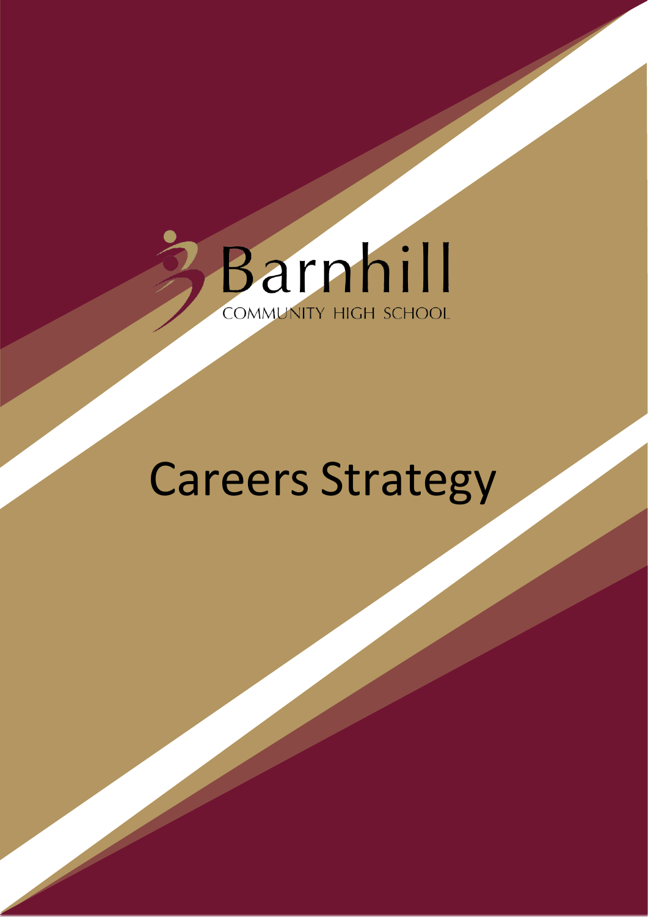Barnhill

COMMUNITY HIGH SCHOOL

# Careers Strategy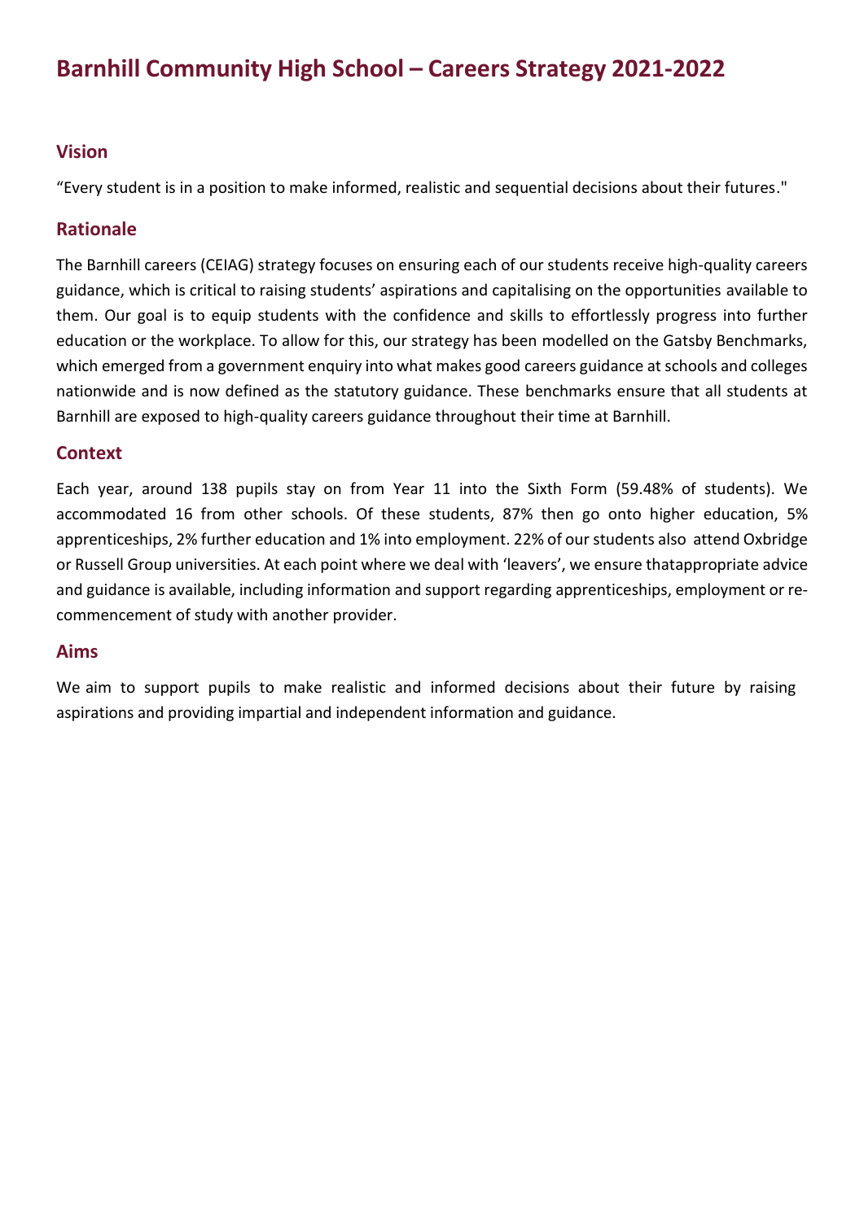# Barnhill Community High School – Careers Strategy 2021-2022

## Vision

"Every student is in a position to make informed, realistic and sequential decisions about their futures."

## Rationale

The Barnhill careers (CEIAG) strategy focuses on ensuring each of our students receive high-quality careers guidance, which is critical to raising students' aspirations and capitalising on the opportunities available to them. Our goal is to equip students with the confidence and skills to effortlessly progress into further education or the workplace. To allow for this, our strategy has been modelled on the Gatsby Benchmarks, which emerged from a government enquiry into what makes good careers guidance at schools and colleges nationwide and is now defined as the statutory guidance. These benchmarks ensure that all students at Barnhill are exposed to high-quality careers guidance throughout their time at Barnhill.

## Context

Each year, around 138 pupils stay on from Year 11 into the Sixth Form (59.48% of students). We accommodated 16 from other schools. Of these students, 87% then go onto higher education, 5% apprenticeships, 2% further education and 1% into employment. 22% of our students also attend Oxbridge or Russell Group universities. At each point where we deal with 'leavers', we ensure thatappropriate advice and guidance is available, including information and support regarding apprenticeships, employment or re-commencement of study with another provider.

## Aims

We aim to support pupils to make realistic and informed decisions about their future by raising aspirations and providing impartial and independent information and guidance.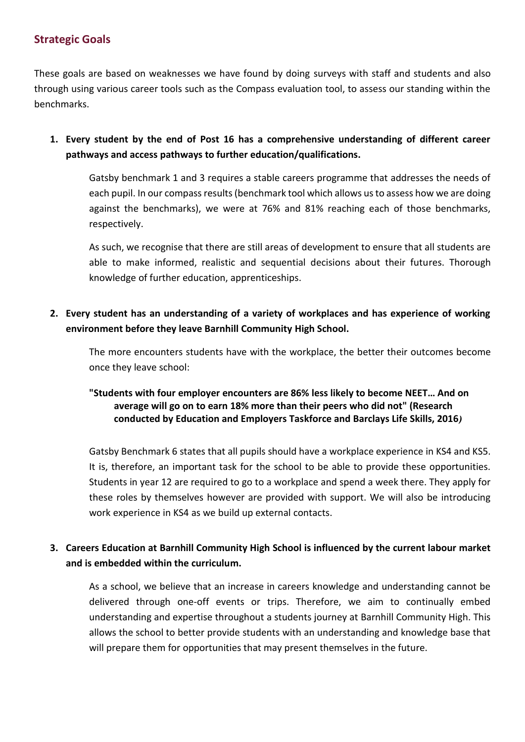## Strategic Goals

These goals are based on weaknesses we have found by doing surveys with staff and students and also through using various career tools such as the Compass evaluation tool, to assess our standing within the benchmarks.

1. **Every student by the end of Post 16 has a comprehensive understanding of different career pathways and access pathways to further education/qualifications.**

   Gatsby benchmark 1 and 3 requires a stable careers programme that addresses the needs of each pupil. In our compass results (benchmark tool which allows us to assess how we are doing against the benchmarks), we were at 76% and 81% reaching each of those benchmarks, respectively.

   As such, we recognise that there are still areas of development to ensure that all students are able to make informed, realistic and sequential decisions about their futures. Thorough knowledge of further education, apprenticeships.

2. **Every student has an understanding of a variety of workplaces and has experience of working environment before they leave Barnhill Community High School.**

   The more encounters students have with the workplace, the better their outcomes become once they leave school:

   **"Students with four employer encounters are 86% less likely to become NEET… And on average will go on to earn 18% more than their peers who did not" (Research conducted by Education and Employers Taskforce and Barclays Life Skills, 2016*)***

   Gatsby Benchmark 6 states that all pupils should have a workplace experience in KS4 and KS5. It is, therefore, an important task for the school to be able to provide these opportunities. Students in year 12 are required to go to a workplace and spend a week there. They apply for these roles by themselves however are provided with support. We will also be introducing work experience in KS4 as we build up external contacts.

3. **Careers Education at Barnhill Community High School is influenced by the current labour market and is embedded within the curriculum.**

   As a school, we believe that an increase in careers knowledge and understanding cannot be delivered through one-off events or trips. Therefore, we aim to continually embed understanding and expertise throughout a students journey at Barnhill Community High. This allows the school to better provide students with an understanding and knowledge base that will prepare them for opportunities that may present themselves in the future.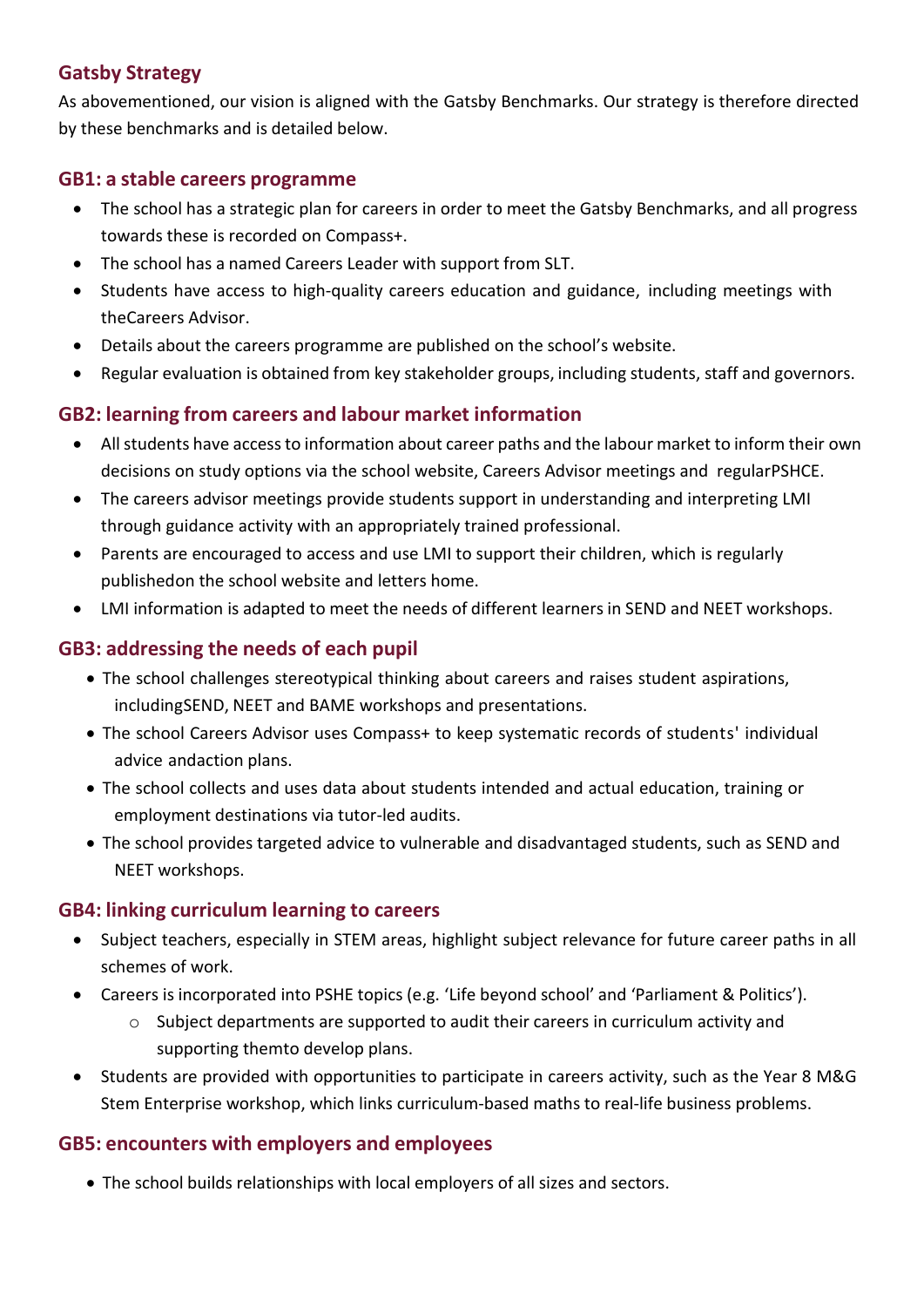## Gatsby Strategy

As abovementioned, our vision is aligned with the Gatsby Benchmarks. Our strategy is therefore directed by these benchmarks and is detailed below.

### GB1: a stable careers programme

- The school has a strategic plan for careers in order to meet the Gatsby Benchmarks, and all progress towards these is recorded on Compass+.
- The school has a named Careers Leader with support from SLT.
- Students have access to high-quality careers education and guidance, including meetings with theCareers Advisor.
- Details about the careers programme are published on the school's website.
- Regular evaluation is obtained from key stakeholder groups, including students, staff and governors.

### GB2: learning from careers and labour market information

- All students have access to information about career paths and the labour market to inform their own decisions on study options via the school website, Careers Advisor meetings and regularPSHCE.
- The careers advisor meetings provide students support in understanding and interpreting LMI through guidance activity with an appropriately trained professional.
- Parents are encouraged to access and use LMI to support their children, which is regularly publishedon the school website and letters home.
- LMI information is adapted to meet the needs of different learners in SEND and NEET workshops.

### GB3: addressing the needs of each pupil

- The school challenges stereotypical thinking about careers and raises student aspirations, includingSEND, NEET and BAME workshops and presentations.
- The school Careers Advisor uses Compass+ to keep systematic records of students' individual advice andaction plans.
- The school collects and uses data about students intended and actual education, training or employment destinations via tutor-led audits.
- The school provides targeted advice to vulnerable and disadvantaged students, such as SEND and NEET workshops.

### GB4: linking curriculum learning to careers

- Subject teachers, especially in STEM areas, highlight subject relevance for future career paths in all schemes of work.
- Careers is incorporated into PSHE topics (e.g. 'Life beyond school' and 'Parliament & Politics').
    - Subject departments are supported to audit their careers in curriculum activity and supporting themto develop plans.
- Students are provided with opportunities to participate in careers activity, such as the Year 8 M&G Stem Enterprise workshop, which links curriculum-based maths to real-life business problems.

### GB5: encounters with employers and employees

- The school builds relationships with local employers of all sizes and sectors.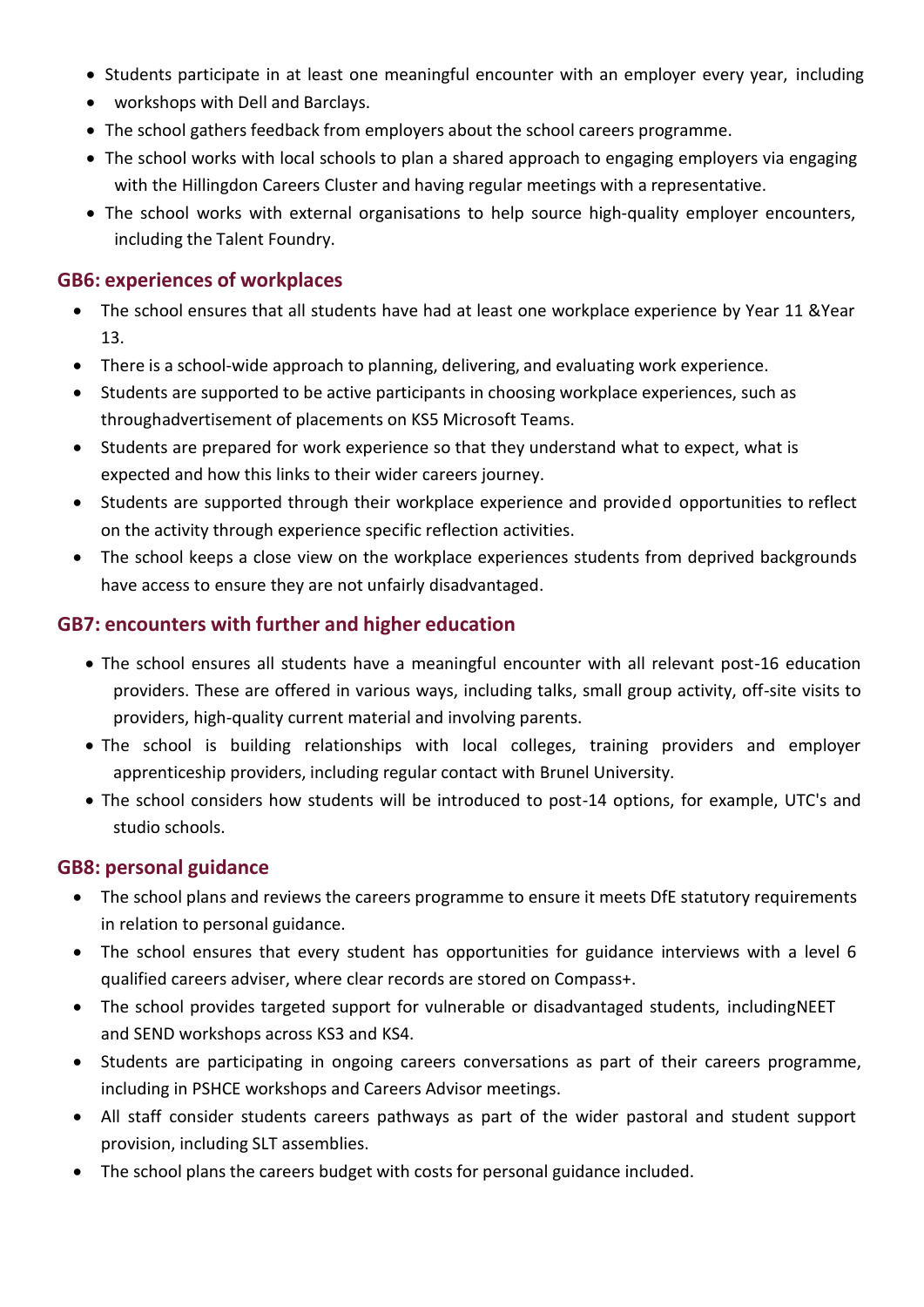- Students participate in at least one meaningful encounter with an employer every year, including
- workshops with Dell and Barclays.
- The school gathers feedback from employers about the school careers programme.
- The school works with local schools to plan a shared approach to engaging employers via engaging with the Hillingdon Careers Cluster and having regular meetings with a representative.
- The school works with external organisations to help source high-quality employer encounters, including the Talent Foundry.

## GB6: experiences of workplaces

- The school ensures that all students have had at least one workplace experience by Year 11 &Year 13.
- There is a school-wide approach to planning, delivering, and evaluating work experience.
- Students are supported to be active participants in choosing workplace experiences, such as throughadvertisement of placements on KS5 Microsoft Teams.
- Students are prepared for work experience so that they understand what to expect, what is expected and how this links to their wider careers journey.
- Students are supported through their workplace experience and provided opportunities to reflect on the activity through experience specific reflection activities.
- The school keeps a close view on the workplace experiences students from deprived backgrounds have access to ensure they are not unfairly disadvantaged.

## GB7: encounters with further and higher education

- The school ensures all students have a meaningful encounter with all relevant post-16 education providers. These are offered in various ways, including talks, small group activity, off-site visits to providers, high-quality current material and involving parents.
- The school is building relationships with local colleges, training providers and employer apprenticeship providers, including regular contact with Brunel University.
- The school considers how students will be introduced to post-14 options, for example, UTC's and studio schools.

## GB8: personal guidance

- The school plans and reviews the careers programme to ensure it meets DfE statutory requirements in relation to personal guidance.
- The school ensures that every student has opportunities for guidance interviews with a level 6 qualified careers adviser, where clear records are stored on Compass+.
- The school provides targeted support for vulnerable or disadvantaged students, includingNEET and SEND workshops across KS3 and KS4.
- Students are participating in ongoing careers conversations as part of their careers programme, including in PSHCE workshops and Careers Advisor meetings.
- All staff consider students careers pathways as part of the wider pastoral and student support provision, including SLT assemblies.
- The school plans the careers budget with costs for personal guidance included.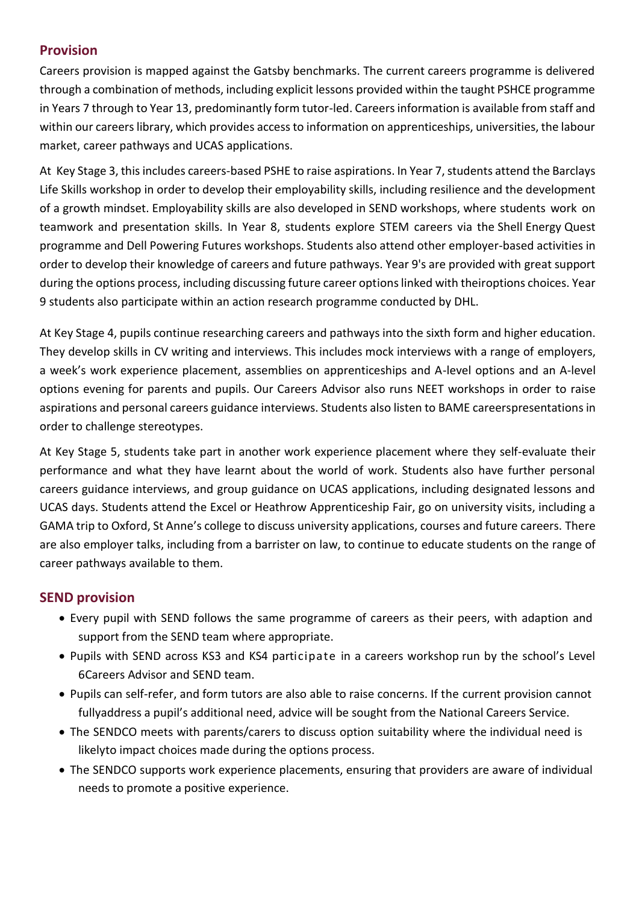## Provision

Careers provision is mapped against the Gatsby benchmarks. The current careers programme is delivered through a combination of methods, including explicit lessons provided within the taught PSHCE programme in Years 7 through to Year 13, predominantly form tutor-led. Careers information is available from staff and within our careers library, which provides access to information on apprenticeships, universities, the labour market, career pathways and UCAS applications.

At Key Stage 3, this includes careers-based PSHE to raise aspirations. In Year 7, students attend the Barclays Life Skills workshop in order to develop their employability skills, including resilience and the development of a growth mindset. Employability skills are also developed in SEND workshops, where students work on teamwork and presentation skills. In Year 8, students explore STEM careers via the Shell Energy Quest programme and Dell Powering Futures workshops. Students also attend other employer-based activities in order to develop their knowledge of careers and future pathways. Year 9's are provided with great support during the options process, including discussing future career options linked with theiroptions choices. Year 9 students also participate within an action research programme conducted by DHL.

At Key Stage 4, pupils continue researching careers and pathways into the sixth form and higher education. They develop skills in CV writing and interviews. This includes mock interviews with a range of employers, a week's work experience placement, assemblies on apprenticeships and A-level options and an A-level options evening for parents and pupils. Our Careers Advisor also runs NEET workshops in order to raise aspirations and personal careers guidance interviews. Students also listen to BAME careerspresentations in order to challenge stereotypes.

At Key Stage 5, students take part in another work experience placement where they self-evaluate their performance and what they have learnt about the world of work. Students also have further personal careers guidance interviews, and group guidance on UCAS applications, including designated lessons and UCAS days. Students attend the Excel or Heathrow Apprenticeship Fair, go on university visits, including a GAMA trip to Oxford, St Anne's college to discuss university applications, courses and future careers. There are also employer talks, including from a barrister on law, to continue to educate students on the range of career pathways available to them.

## SEND provision

- Every pupil with SEND follows the same programme of careers as their peers, with adaption and support from the SEND team where appropriate.
- Pupils with SEND across KS3 and KS4 participate in a careers workshop run by the school's Level 6Careers Advisor and SEND team.
- Pupils can self-refer, and form tutors are also able to raise concerns. If the current provision cannot fullyaddress a pupil's additional need, advice will be sought from the National Careers Service.
- The SENDCO meets with parents/carers to discuss option suitability where the individual need is likelyto impact choices made during the options process.
- The SENDCO supports work experience placements, ensuring that providers are aware of individual needs to promote a positive experience.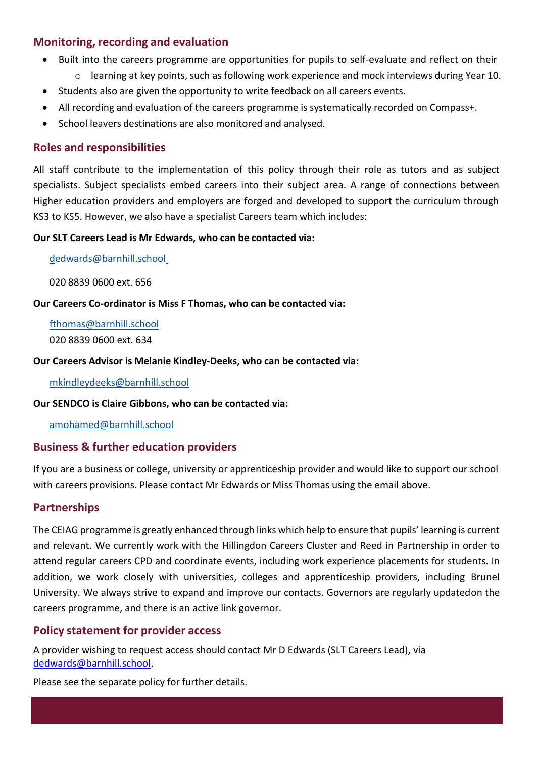## Monitoring, recording and evaluation

- Built into the careers programme are opportunities for pupils to self-evaluate and reflect on their
    - learning at key points, such as following work experience and mock interviews during Year 10.
- Students also are given the opportunity to write feedback on all careers events.
- All recording and evaluation of the careers programme is systematically recorded on Compass+.
- School leavers destinations are also monitored and analysed.

## Roles and responsibilities

All staff contribute to the implementation of this policy through their role as tutors and as subject specialists. Subject specialists embed careers into their subject area. A range of connections between Higher education providers and employers are forged and developed to support the curriculum through KS3 to KS5. However, we also have a specialist Careers team which includes:

**Our SLT Careers Lead is Mr Edwards, who can be contacted via:**

dedwards@barnhill.school

020 8839 0600 ext. 656

**Our Careers Co-ordinator is Miss F Thomas, who can be contacted via:**

fthomas@barnhill.school
020 8839 0600 ext. 634

**Our Careers Advisor is Melanie Kindley-Deeks, who can be contacted via:**

mkindleydeeks@barnhill.school

**Our SENDCO is Claire Gibbons, who can be contacted via:**

amohamed@barnhill.school

## Business & further education providers

If you are a business or college, university or apprenticeship provider and would like to support our school with careers provisions. Please contact Mr Edwards or Miss Thomas using the email above.

## Partnerships

The CEIAG programme is greatly enhanced through links which help to ensure that pupils' learning is current and relevant. We currently work with the Hillingdon Careers Cluster and Reed in Partnership in order to attend regular careers CPD and coordinate events, including work experience placements for students. In addition, we work closely with universities, colleges and apprenticeship providers, including Brunel University. We always strive to expand and improve our contacts. Governors are regularly updatedon the careers programme, and there is an active link governor.

## Policy statement for provider access

A provider wishing to request access should contact Mr D Edwards (SLT Careers Lead), via dedwards@barnhill.school.

Please see the separate policy for further details.